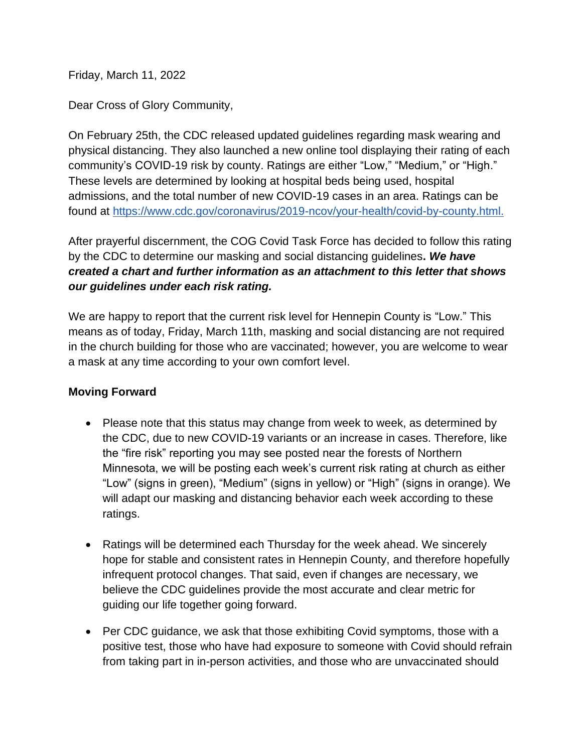Friday, March 11, 2022

Dear Cross of Glory Community,

On February 25th, the CDC released updated guidelines regarding mask wearing and physical distancing. They also launched a new online tool displaying their rating of each community's COVID-19 risk by county. Ratings are either "Low," "Medium," or "High." These levels are determined by looking at hospital beds being used, hospital admissions, and the total number of new COVID-19 cases in an area. Ratings can be found at https://www.cdc.gov/coronavirus/2019-ncov/your-health/covid-by-county.html.

After prayerful discernment, the COG Covid Task Force has decided to follow this rating by the CDC to determine our masking and social distancing guidelines**.** ***We have created a chart and further information as an attachment to this letter that shows our guidelines under each risk rating.***

We are happy to report that the current risk level for Hennepin County is "Low." This means as of today, Friday, March 11th, masking and social distancing are not required in the church building for those who are vaccinated; however, you are welcome to wear a mask at any time according to your own comfort level.

**Moving Forward**

- Please note that this status may change from week to week, as determined by the CDC, due to new COVID-19 variants or an increase in cases. Therefore, like the "fire risk" reporting you may see posted near the forests of Northern Minnesota, we will be posting each week's current risk rating at church as either "Low" (signs in green), "Medium" (signs in yellow) or "High" (signs in orange). We will adapt our masking and distancing behavior each week according to these ratings.

- Ratings will be determined each Thursday for the week ahead. We sincerely hope for stable and consistent rates in Hennepin County, and therefore hopefully infrequent protocol changes. That said, even if changes are necessary, we believe the CDC guidelines provide the most accurate and clear metric for guiding our life together going forward.

- Per CDC guidance, we ask that those exhibiting Covid symptoms, those with a positive test, those who have had exposure to someone with Covid should refrain from taking part in in-person activities, and those who are unvaccinated should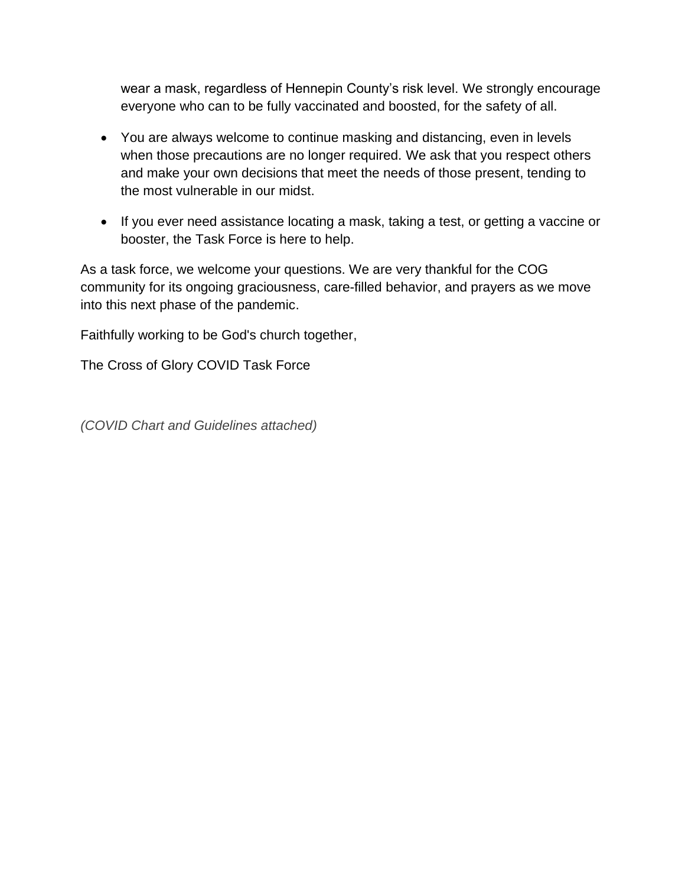wear a mask, regardless of Hennepin County's risk level. We strongly encourage everyone who can to be fully vaccinated and boosted, for the safety of all.

- You are always welcome to continue masking and distancing, even in levels when those precautions are no longer required. We ask that you respect others and make your own decisions that meet the needs of those present, tending to the most vulnerable in our midst.
- If you ever need assistance locating a mask, taking a test, or getting a vaccine or booster, the Task Force is here to help.

As a task force, we welcome your questions. We are very thankful for the COG community for its ongoing graciousness, care-filled behavior, and prayers as we move into this next phase of the pandemic.

Faithfully working to be God's church together,

The Cross of Glory COVID Task Force

*(COVID Chart and Guidelines attached)*